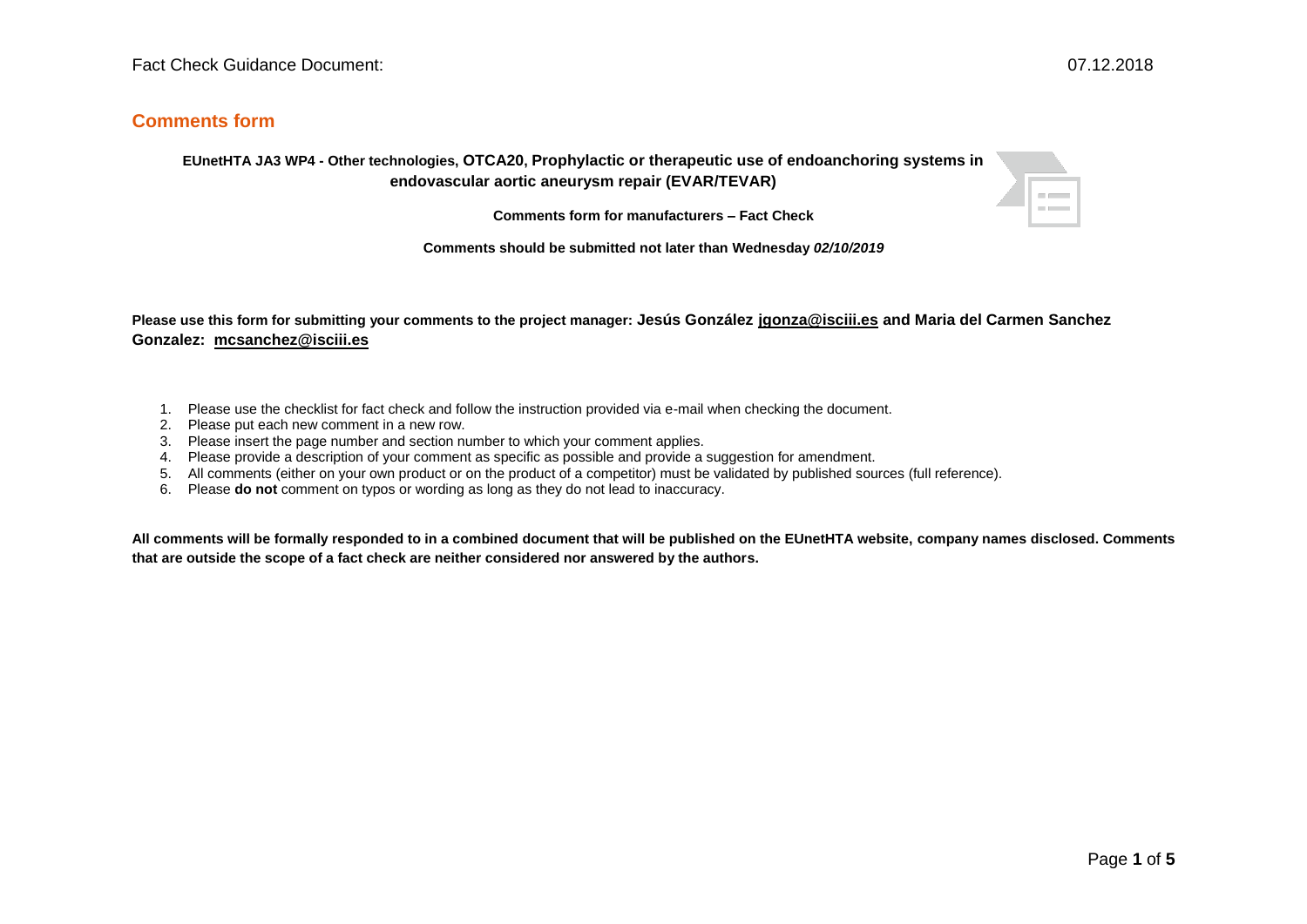## Comments form

**EUnetHTA JA3 WP4 - Other technologies, OTCA20, Prophylactic or therapeutic use of endoanchoring systems in endovascular aortic aneurysm repair (EVAR/TEVAR)**

**Comments form for manufacturers – Fact Check**

**Comments should be submitted not later than Wednesday *02/10/2019***

**Please use this form for submitting your comments to the project manager: Jesús González jgonza@isciii.es and Maria del Carmen Sanchez Gonzalez: mcsanchez@isciii.es**

1. Please use the checklist for fact check and follow the instruction provided via e-mail when checking the document.
2. Please put each new comment in a new row.
3. Please insert the page number and section number to which your comment applies.
4. Please provide a description of your comment as specific as possible and provide a suggestion for amendment.
5. All comments (either on your own product or on the product of a competitor) must be validated by published sources (full reference).
6. Please **do not** comment on typos or wording as long as they do not lead to inaccuracy.

**All comments will be formally responded to in a combined document that will be published on the EUnetHTA website, company names disclosed. Comments that are outside the scope of a fact check are neither considered nor answered by the authors.**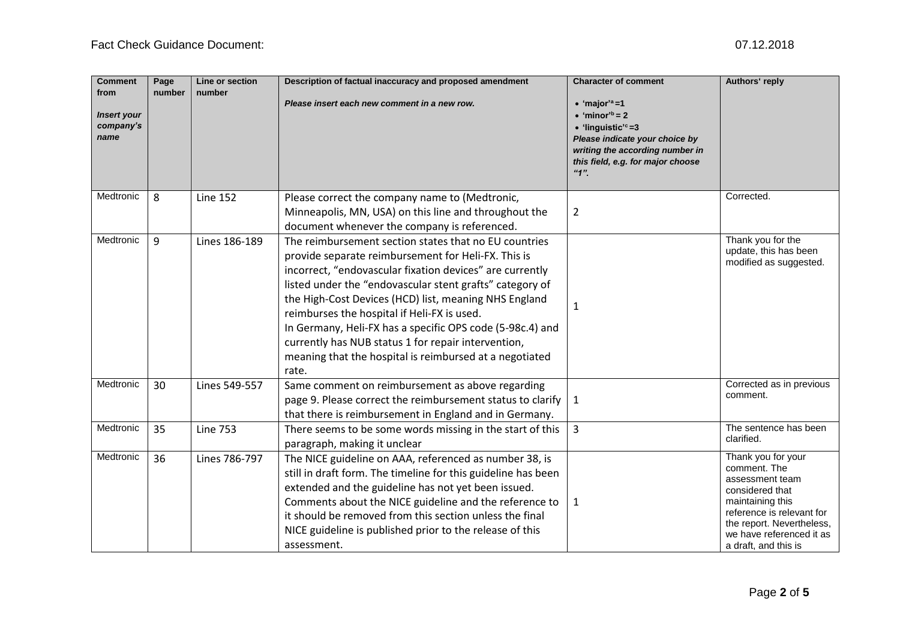| Comment from<br><br>*Insert your company's name* | Page number | Line or section number | Description of factual inaccuracy and proposed amendment<br><br>*Please insert each new comment in a new row.* | Character of comment<br><br>• 'major'[a] =1<br>• 'minor'[b] = 2<br>• 'linguistic'[c] =3<br>*Please indicate your choice by writing the according number in this field, e.g. for major choose "1".* | Authors' reply |
|---|---|---|---|---|---|
| Medtronic | 8 | Line 152 | Please correct the company name to (Medtronic, Minneapolis, MN, USA) on this line and throughout the document whenever the company is referenced. | 2 | Corrected. |
| Medtronic | 9 | Lines 186-189 | The reimbursement section states that no EU countries provide separate reimbursement for Heli-FX. This is incorrect, "endovascular fixation devices" are currently listed under the "endovascular stent grafts" category of the High-Cost Devices (HCD) list, meaning NHS England reimburses the hospital if Heli-FX is used.<br>In Germany, Heli-FX has a specific OPS code (5-98c.4) and currently has NUB status 1 for repair intervention, meaning that the hospital is reimbursed at a negotiated rate. | 1 | Thank you for the update, this has been modified as suggested. |
| Medtronic | 30 | Lines 549-557 | Same comment on reimbursement as above regarding page 9. Please correct the reimbursement status to clarify that there is reimbursement in England and in Germany. | 1 | Corrected as in previous comment. |
| Medtronic | 35 | Line 753 | There seems to be some words missing in the start of this paragraph, making it unclear | 3 | The sentence has been clarified. |
| Medtronic | 36 | Lines 786-797 | The NICE guideline on AAA, referenced as number 38, is still in draft form. The timeline for this guideline has been extended and the guideline has not yet been issued. Comments about the NICE guideline and the reference to it should be removed from this section unless the final NICE guideline is published prior to the release of this assessment. | 1 | Thank you for your comment. The assessment team considered that maintaining this reference is relevant for the report. Nevertheless, we have referenced it as a draft, and this is |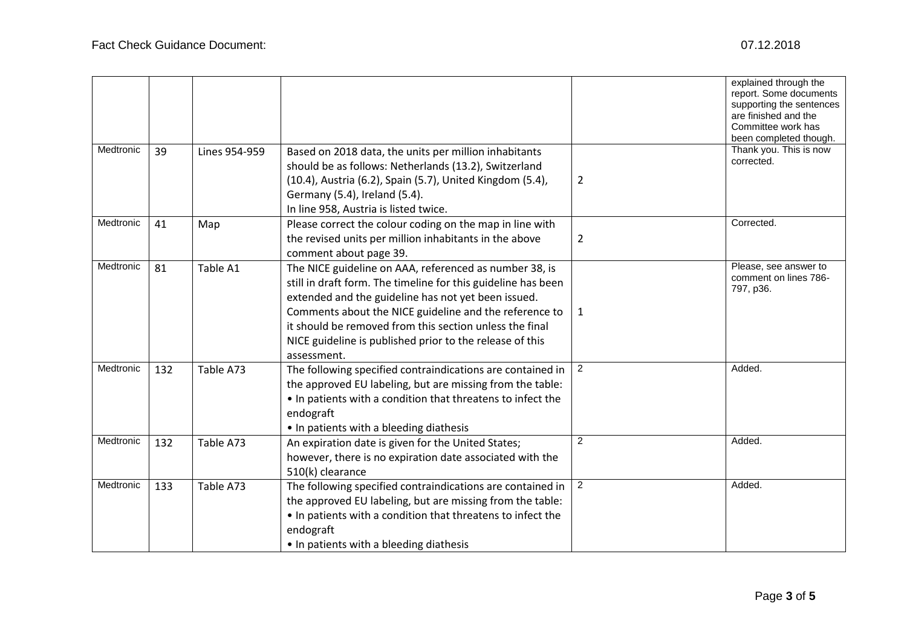| | | | | | |
|---|---|---|---|---|---|
| | | | | | explained through the report. Some documents supporting the sentences are finished and the Committee work has been completed though. |
| Medtronic | 39 | Lines 954-959 | Based on 2018 data, the units per million inhabitants should be as follows: Netherlands (13.2), Switzerland (10.4), Austria (6.2), Spain (5.7), United Kingdom (5.4), Germany (5.4), Ireland (5.4).<br>In line 958, Austria is listed twice. | 2 | Thank you. This is now corrected. |
| Medtronic | 41 | Map | Please correct the colour coding on the map in line with the revised units per million inhabitants in the above comment about page 39. | 2 | Corrected. |
| Medtronic | 81 | Table A1 | The NICE guideline on AAA, referenced as number 38, is still in draft form. The timeline for this guideline has been extended and the guideline has not yet been issued. Comments about the NICE guideline and the reference to it should be removed from this section unless the final NICE guideline is published prior to the release of this assessment. | 1 | Please, see answer to comment on lines 786-797, p36. |
| Medtronic | 132 | Table A73 | The following specified contraindications are contained in the approved EU labeling, but are missing from the table:<br>• In patients with a condition that threatens to infect the endograft<br>• In patients with a bleeding diathesis | 2 | Added. |
| Medtronic | 132 | Table A73 | An expiration date is given for the United States; however, there is no expiration date associated with the 510(k) clearance | 2 | Added. |
| Medtronic | 133 | Table A73 | The following specified contraindications are contained in the approved EU labeling, but are missing from the table:<br>• In patients with a condition that threatens to infect the endograft<br>• In patients with a bleeding diathesis | 2 | Added. |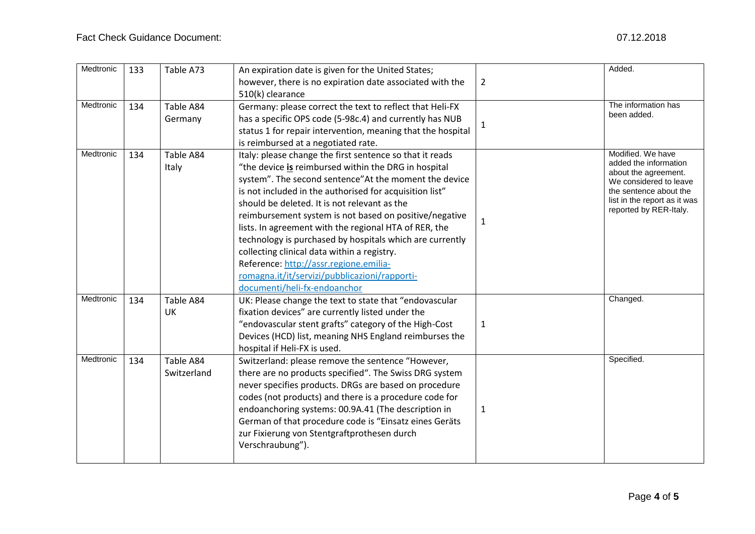| Medtronic | 133 | Table A73 | An expiration date is given for the United States; however, there is no expiration date associated with the 510(k) clearance | 2 | Added. |
|---|---|---|---|---|---|
| Medtronic | 134 | Table A84 Germany | Germany: please correct the text to reflect that Heli-FX has a specific OPS code (5-98c.4) and currently has NUB status 1 for repair intervention, meaning that the hospital is reimbursed at a negotiated rate. | 1 | The information has been added. |
| Medtronic | 134 | Table A84 Italy | Italy: please change the first sentence so that it reads "the device **is** reimbursed within the DRG in hospital system". The second sentence"At the moment the device is not included in the authorised for acquisition list" should be deleted. It is not relevant as the reimbursement system is not based on positive/negative lists. In agreement with the regional HTA of RER, the technology is purchased by hospitals which are currently collecting clinical data within a registry. Reference: [http://assr.regione.emilia-romagna.it/it/servizi/pubblicazioni/rapporti-documenti/heli-fx-endoanchor](http://assr.regione.emilia-romagna.it/it/servizi/pubblicazioni/rapporti-documenti/heli-fx-endoanchor) | 1 | Modified. We have added the information about the agreement. We considered to leave the sentence about the list in the report as it was reported by RER-Italy. |
| Medtronic | 134 | Table A84 UK | UK: Please change the text to state that "endovascular fixation devices" are currently listed under the "endovascular stent grafts" category of the High-Cost Devices (HCD) list, meaning NHS England reimburses the hospital if Heli-FX is used. | 1 | Changed. |
| Medtronic | 134 | Table A84 Switzerland | Switzerland: please remove the sentence "However, there are no products specified". The Swiss DRG system never specifies products. DRGs are based on procedure codes (not products) and there is a procedure code for endoanchoring systems: 00.9A.41 (The description in German of that procedure code is "Einsatz eines Geräts zur Fixierung von Stentgraftprothesen durch Verschraubung"). | 1 | Specified. |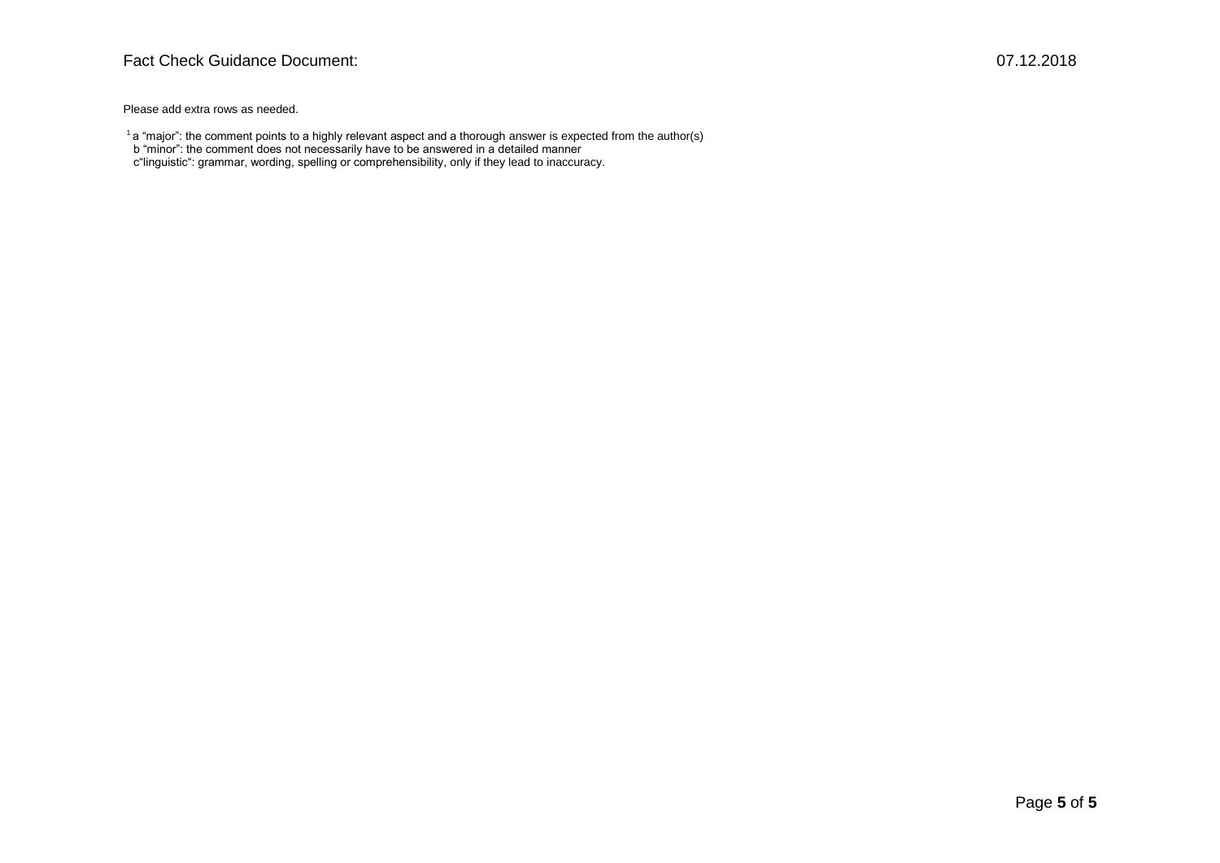Please add extra rows as needed.

[1] a "major": the comment points to a highly relevant aspect and a thorough answer is expected from the author(s)
b "minor": the comment does not necessarily have to be answered in a detailed manner
c"linguistic": grammar, wording, spelling or comprehensibility, only if they lead to inaccuracy.